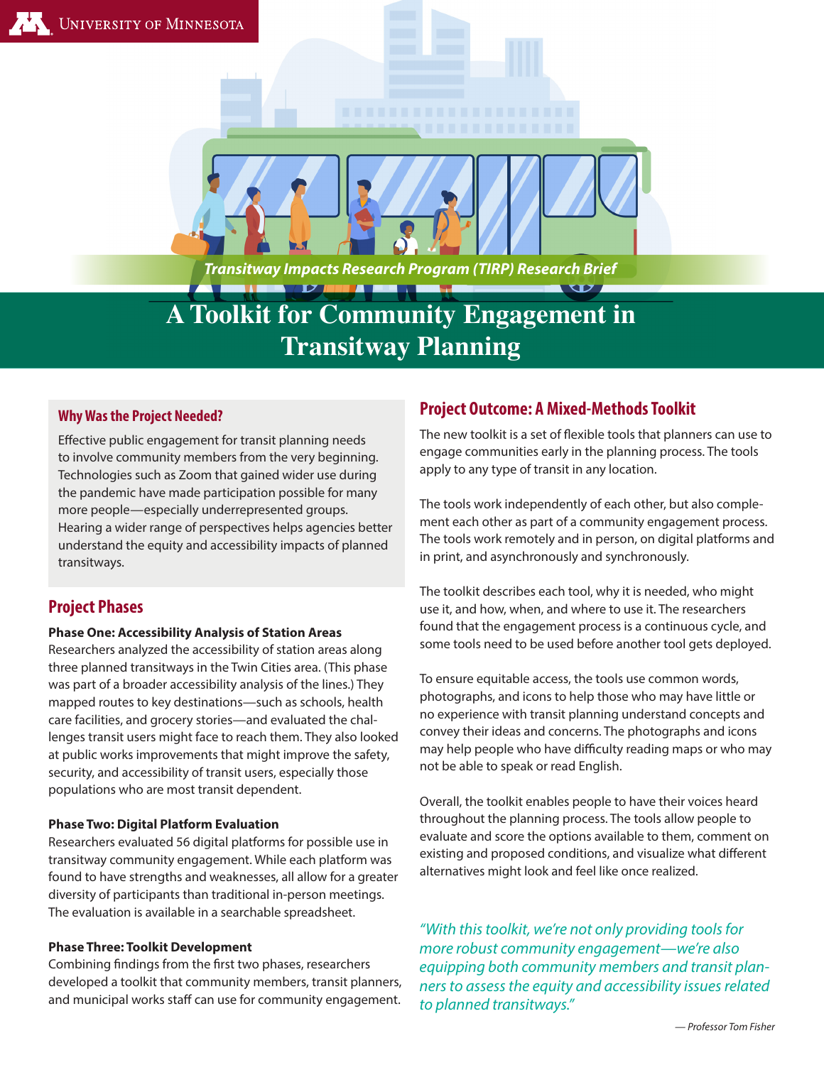University of Minnesota

*Transitway Impacts Research Program (TIRP) Research Brief*

# A Toolkit for Community Engagement in Transitway Planning

## Why Was the Project Needed?

Effective public engagement for transit planning needs to involve community members from the very beginning. Technologies such as Zoom that gained wider use during the pandemic have made participation possible for many more people—especially underrepresented groups. Hearing a wider range of perspectives helps agencies better understand the equity and accessibility impacts of planned transitways.

## Project Phases

**Phase One: Accessibility Analysis of Station Areas**

Researchers analyzed the accessibility of station areas along three planned transitways in the Twin Cities area. (This phase was part of a broader accessibility analysis of the lines.) They mapped routes to key destinations—such as schools, health care facilities, and grocery stories—and evaluated the challenges transit users might face to reach them. They also looked at public works improvements that might improve the safety, security, and accessibility of transit users, especially those populations who are most transit dependent.

**Phase Two: Digital Platform Evaluation**

Researchers evaluated 56 digital platforms for possible use in transitway community engagement. While each platform was found to have strengths and weaknesses, all allow for a greater diversity of participants than traditional in-person meetings. The evaluation is available in a searchable spreadsheet.

**Phase Three: Toolkit Development**

Combining findings from the first two phases, researchers developed a toolkit that community members, transit planners, and municipal works staff can use for community engagement.

## Project Outcome: A Mixed-Methods Toolkit

The new toolkit is a set of flexible tools that planners can use to engage communities early in the planning process. The tools apply to any type of transit in any location.

The tools work independently of each other, but also complement each other as part of a community engagement process. The tools work remotely and in person, on digital platforms and in print, and asynchronously and synchronously.

The toolkit describes each tool, why it is needed, who might use it, and how, when, and where to use it. The researchers found that the engagement process is a continuous cycle, and some tools need to be used before another tool gets deployed.

To ensure equitable access, the tools use common words, photographs, and icons to help those who may have little or no experience with transit planning understand concepts and convey their ideas and concerns. The photographs and icons may help people who have difficulty reading maps or who may not be able to speak or read English.

Overall, the toolkit enables people to have their voices heard throughout the planning process. The tools allow people to evaluate and score the options available to them, comment on existing and proposed conditions, and visualize what different alternatives might look and feel like once realized.

*"With this toolkit, we're not only providing tools for more robust community engagement—we're also equipping both community members and transit planners to assess the equity and accessibility issues related to planned transitways."*

*— Professor Tom Fisher*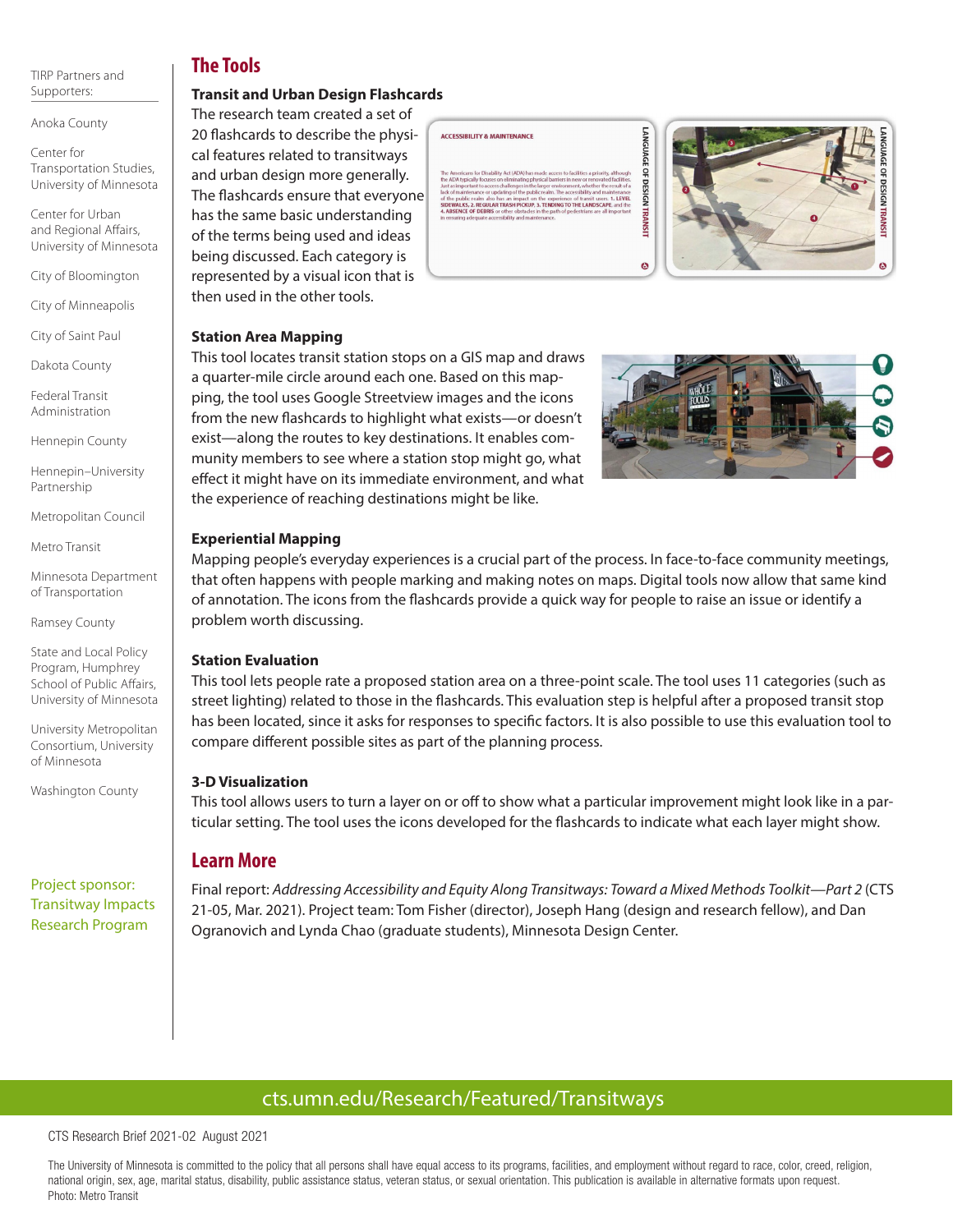TIRP Partners and Supporters:

Anoka County

Center for Transportation Studies, University of Minnesota

Center for Urban and Regional Affairs, University of Minnesota

City of Bloomington

City of Minneapolis

City of Saint Paul

Dakota County

Federal Transit Administration

Hennepin County

Hennepin–University Partnership

Metropolitan Council

Metro Transit

Minnesota Department of Transportation

Ramsey County

State and Local Policy Program, Humphrey School of Public Affairs, University of Minnesota

University Metropolitan Consortium, University of Minnesota

Washington County

Project sponsor: Transitway Impacts Research Program

## The Tools

### Transit and Urban Design Flashcards

The research team created a set of 20 flashcards to describe the physical features related to transitways and urban design more generally. The flashcards ensure that everyone has the same basic understanding of the terms being used and ideas being discussed. Each category is represented by a visual icon that is then used in the other tools.

### Station Area Mapping

This tool locates transit station stops on a GIS map and draws a quarter-mile circle around each one. Based on this mapping, the tool uses Google Streetview images and the icons from the new flashcards to highlight what exists—or doesn't exist—along the routes to key destinations. It enables community members to see where a station stop might go, what effect it might have on its immediate environment, and what the experience of reaching destinations might be like.

### Experiential Mapping

Mapping people's everyday experiences is a crucial part of the process. In face-to-face community meetings, that often happens with people marking and making notes on maps. Digital tools now allow that same kind of annotation. The icons from the flashcards provide a quick way for people to raise an issue or identify a problem worth discussing.

### Station Evaluation

This tool lets people rate a proposed station area on a three-point scale. The tool uses 11 categories (such as street lighting) related to those in the flashcards. This evaluation step is helpful after a proposed transit stop has been located, since it asks for responses to specific factors. It is also possible to use this evaluation tool to compare different possible sites as part of the planning process.

### 3-D Visualization

This tool allows users to turn a layer on or off to show what a particular improvement might look like in a particular setting. The tool uses the icons developed for the flashcards to indicate what each layer might show.

## Learn More

Final report: *Addressing Accessibility and Equity Along Transitways: Toward a Mixed Methods Toolkit—Part 2* (CTS 21-05, Mar. 2021). Project team: Tom Fisher (director), Joseph Hang (design and research fellow), and Dan Ogranovich and Lynda Chao (graduate students), Minnesota Design Center.

cts.umn.edu/Research/Featured/Transitways

CTS Research Brief 2021-02 August 2021

The University of Minnesota is committed to the policy that all persons shall have equal access to its programs, facilities, and employment without regard to race, color, creed, religion, national origin, sex, age, marital status, disability, public assistance status, veteran status, or sexual orientation. This publication is available in alternative formats upon request.
Photo: Metro Transit